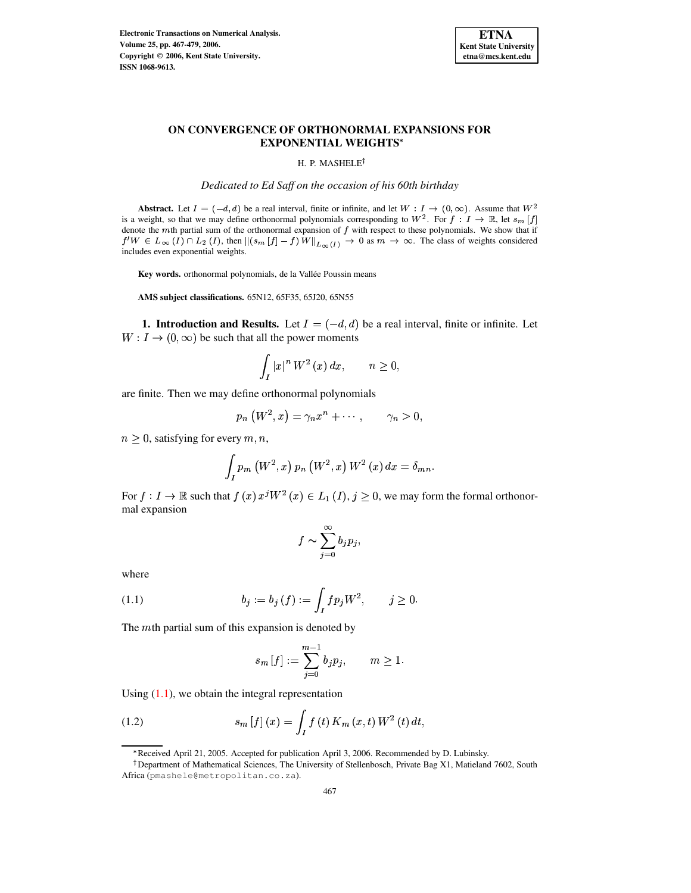# ON CONVERGENCE OF ORTHONORMAL EXPANSIONS FOR EXPONENTIAL WEIGHTS*

H. P. MASHELE†

*Dedicated to Ed Saff on the occasion of his 60th birthday*

**Abstract.** Let $I = (-d, d)$ be a real interval, finite or infinite, and let $W : I \to (0, \infty)$. Assume that $W^2$ is a weight, so that we may define orthonormal polynomials corresponding to $W^2$. For $f : I \to \mathbb{R}$, let $s_m[f]$ denote the $m$th partial sum of the orthonormal expansion of $f$ with respect to these polynomials. We show that if $f'W \in L_\infty(I) \cap L_2(I)$, then $\|(s_m[f] - f) W\|_{L_\infty(I)} \to 0$ as $m \to \infty$. The class of weights considered includes even exponential weights.

**Key words.** orthonormal polynomials, de la Vallée Poussin means

**AMS subject classifications.** 65N12, 65F35, 65J20, 65N55

## 1. Introduction and Results.

Let $I = (-d, d)$ be a real interval, finite or infinite. Let $W : I \to (0, \infty)$ be such that all the power moments

$$\int_I |x|^n W^2(x)\, dx, \qquad n \geq 0,$$

are finite. Then we may define orthonormal polynomials

$$p_n(W^2, x) = \gamma_n x^n + \cdots, \qquad \gamma_n > 0,$$

$n \geq 0$, satisfying for every $m, n$,

$$\int_I p_m(W^2, x)\, p_n(W^2, x)\, W^2(x)\, dx = \delta_{mn}.$$

For $f : I \to \mathbb{R}$ such that $f(x)\, x^j W^2(x) \in L_1(I)$, $j \geq 0$, we may form the formal orthonormal expansion

$$f \sim \sum_{j=0}^{\infty} b_j p_j,$$

where

$$b_j := b_j(f) := \int_I f p_j W^2, \qquad j \geq 0. \tag{1.1}$$

The $m$th partial sum of this expansion is denoted by

$$s_m[f] := \sum_{j=0}^{m-1} b_j p_j, \qquad m \geq 1.$$

Using (1.1), we obtain the integral representation

$$s_m[f](x) = \int_I f(t)\, K_m(x, t)\, W^2(t)\, dt, \tag{1.2}$$

---

*Received April 21, 2005. Accepted for publication April 3, 2006. Recommended by D. Lubinsky.

†Department of Mathematical Sciences, The University of Stellenbosch, Private Bag X1, Matieland 7602, South Africa (pmashele@metropolitan.co.za).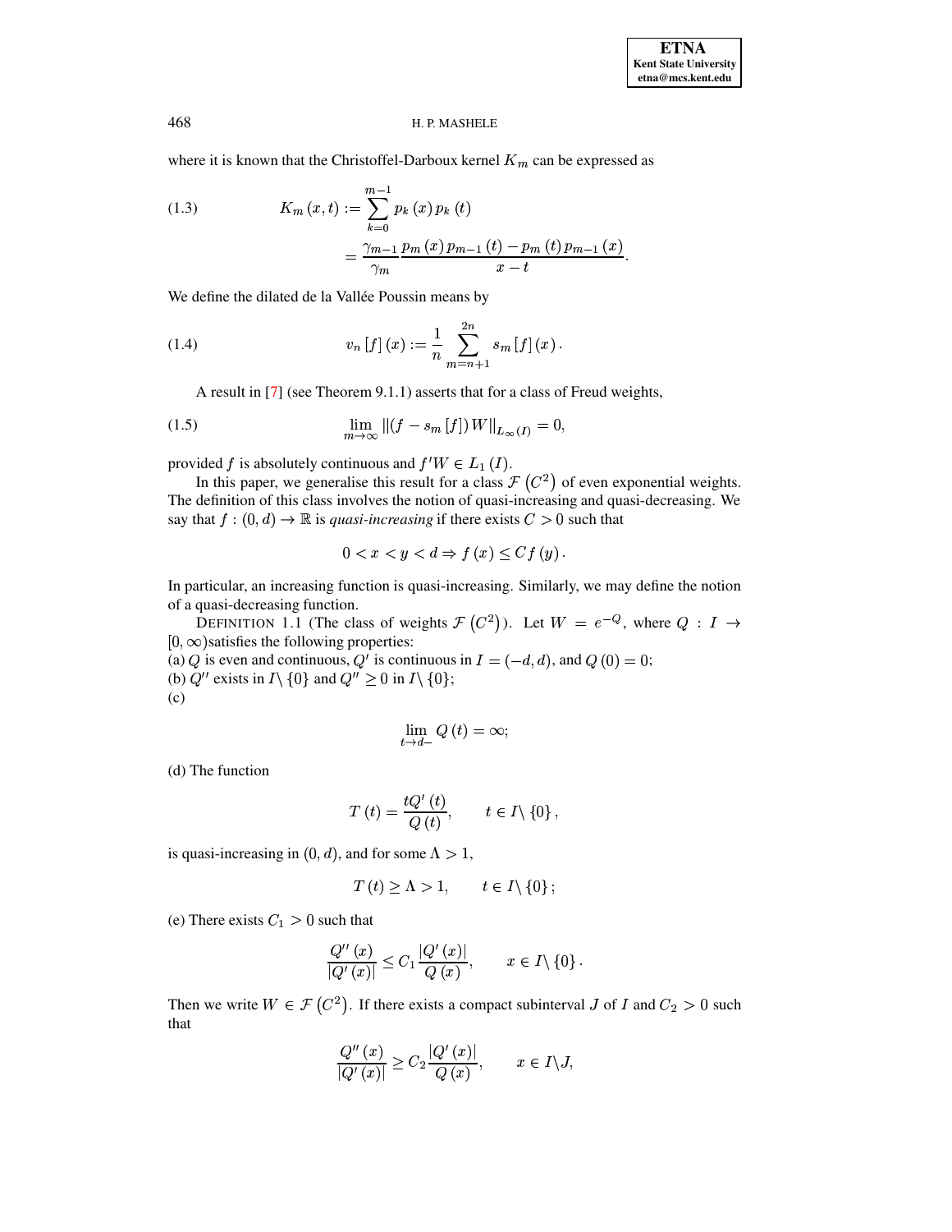where it is known that the Christoffel-Darboux kernel $K_m$ can be expressed as

$$K_m(x,t) := \sum_{k=0}^{m-1} p_k(x)\, p_k(t) = \frac{\gamma_{m-1}}{\gamma_m} \frac{p_m(x)\, p_{m-1}(t) - p_m(t)\, p_{m-1}(x)}{x-t}. \tag{1.3}$$

We define the dilated de la Vallée Poussin means by

$$v_n[f](x) := \frac{1}{n} \sum_{m=n+1}^{2n} s_m[f](x). \tag{1.4}$$

A result in [7] (see Theorem 9.1.1) asserts that for a class of Freud weights,

$$\lim_{m\to\infty} \left\| (f - s_m[f])\, W \right\|_{L_\infty(I)} = 0, \tag{1.5}$$

provided $f$ is absolutely continuous and $f'W \in L_1(I)$.

In this paper, we generalise this result for a class $\mathcal{F}(C^2)$ of even exponential weights. The definition of this class involves the notion of quasi-increasing and quasi-decreasing. We say that $f : (0,d) \to \mathbb{R}$ is *quasi-increasing* if there exists $C > 0$ such that

$$0 < x < y < d \Rightarrow f(x) \le C f(y).$$

In particular, an increasing function is quasi-increasing. Similarly, we may define the notion of a quasi-decreasing function.

DEFINITION 1.1 (The class of weights $\mathcal{F}(C^2)$). Let $W = e^{-Q}$, where $Q : I \to [0,\infty)$ satisfies the following properties:
(a) $Q$ is even and continuous, $Q'$ is continuous in $I = (-d,d)$, and $Q(0) = 0$;
(b) $Q''$ exists in $I\setminus\{0\}$ and $Q'' \ge 0$ in $I\setminus\{0\}$;
(c)

$$\lim_{t\to d-} Q(t) = \infty;$$

(d) The function

$$T(t) = \frac{tQ'(t)}{Q(t)}, \qquad t \in I\setminus\{0\},$$

is quasi-increasing in $(0,d)$, and for some $\Lambda > 1$,

$$T(t) \ge \Lambda > 1, \qquad t \in I\setminus\{0\};$$

(e) There exists $C_1 > 0$ such that

$$\frac{Q''(x)}{|Q'(x)|} \le C_1 \frac{|Q'(x)|}{Q(x)}, \qquad x \in I\setminus\{0\}.$$

Then we write $W \in \mathcal{F}(C^2)$. If there exists a compact subinterval $J$ of $I$ and $C_2 > 0$ such that

$$\frac{Q''(x)}{|Q'(x)|} \ge C_2 \frac{|Q'(x)|}{Q(x)}, \qquad x \in I\setminus J,$$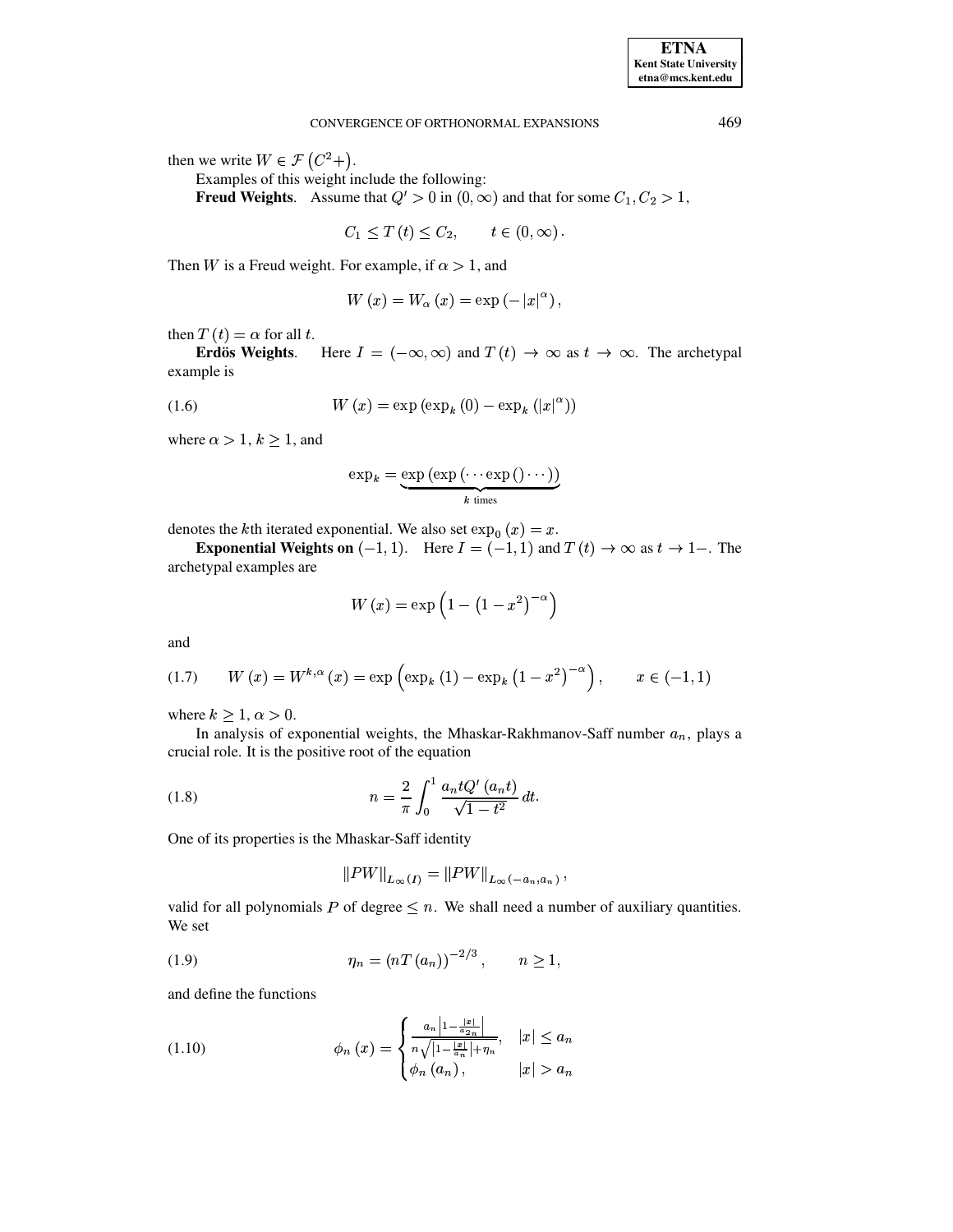then we write $W \in \mathcal{F}\left(C^2+\right)$.

Examples of this weight include the following:

**Freud Weights**. Assume that $Q' > 0$ in $(0, \infty)$ and that for some $C_1, C_2 > 1$,

$$C_1 \leq T(t) \leq C_2, \qquad t \in (0, \infty).$$

Then $W$ is a Freud weight. For example, if $\alpha > 1$, and

$$W(x) = W_\alpha(x) = \exp\left(-|x|^\alpha\right),$$

then $T(t) = \alpha$ for all $t$.

**Erdös Weights**. Here $I = (-\infty, \infty)$ and $T(t) \to \infty$ as $t \to \infty$. The archetypal example is

$$W(x) = \exp\left(\exp_k(0) - \exp_k\left(|x|^\alpha\right)\right) \tag{1.6}$$

where $\alpha > 1$, $k \geq 1$, and

$$\exp_k = \underbrace{\exp\left(\exp\left(\cdots \exp\left(\right)\cdots\right)\right)}_{k \text{ times}}$$

denotes the $k$th iterated exponential. We also set $\exp_0(x) = x$.

**Exponential Weights on $(-1, 1)$**. Here $I = (-1, 1)$ and $T(t) \to \infty$ as $t \to 1-$. The archetypal examples are

$$W(x) = \exp\left(1 - \left(1 - x^2\right)^{-\alpha}\right)$$

and

$$W(x) = W^{k,\alpha}(x) = \exp\left(\exp_k(1) - \exp_k\left(1 - x^2\right)^{-\alpha}\right), \qquad x \in (-1, 1) \tag{1.7}$$

where $k \geq 1$, $\alpha > 0$.

In analysis of exponential weights, the Mhaskar-Rakhmanov-Saff number $a_n$, plays a crucial role. It is the positive root of the equation

$$n = \frac{2}{\pi} \int_0^1 \frac{a_n t Q'(a_n t)}{\sqrt{1 - t^2}}\, dt. \tag{1.8}$$

One of its properties is the Mhaskar-Saff identity

$$\|PW\|_{L_\infty(I)} = \|PW\|_{L_\infty(-a_n, a_n)},$$

valid for all polynomials $P$ of degree $\leq n$. We shall need a number of auxiliary quantities. We set

$$\eta_n = \left(nT(a_n)\right)^{-2/3}, \qquad n \geq 1, \tag{1.9}$$

and define the functions

$$\phi_n(x) = \begin{cases} \frac{a_n \left|1 - \frac{|x|}{a_{2n}}\right|}{n\sqrt{\left|1 - \frac{|x|}{a_n}\right| + \eta_n}}, & |x| \leq a_n \\ \phi_n(a_n), & |x| > a_n \end{cases} \tag{1.10}$$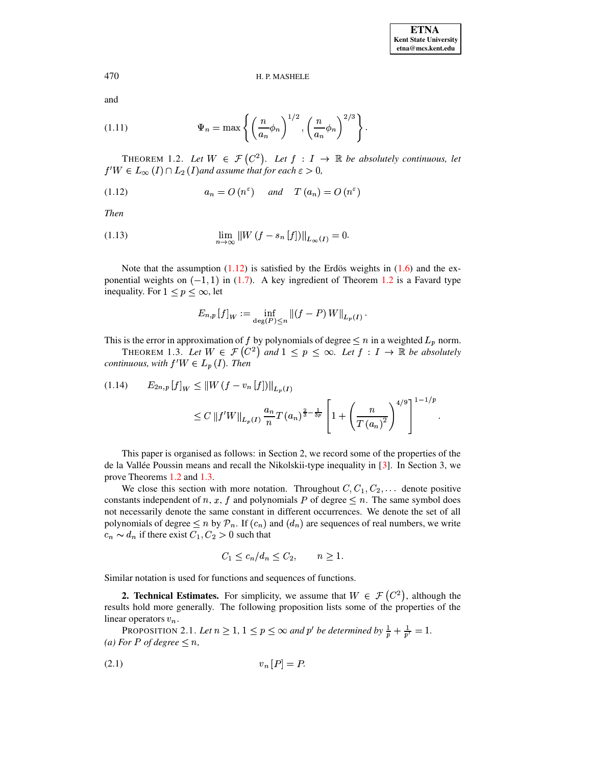and

$$\Psi_n = \max\left\{ \left(\frac{n}{a_n}\phi_n\right)^{1/2}, \left(\frac{n}{a_n}\phi_n\right)^{2/3} \right\}. \tag{1.11}$$

THEOREM 1.2. *Let $W \in \mathcal{F}(C^2)$. Let $f : I \to \mathbb{R}$ be absolutely continuous, let $f'W \in L_\infty(I) \cap L_2(I)$ and assume that for each $\varepsilon > 0$,*

$$a_n = O(n^\varepsilon) \quad \text{and} \quad T(a_n) = O(n^\varepsilon) \tag{1.12}$$

*Then*

$$\lim_{n\to\infty} \|W(f - s_n[f])\|_{L_\infty(I)} = 0. \tag{1.13}$$

Note that the assumption (1.12) is satisfied by the Erdös weights in (1.6) and the exponential weights on $(-1,1)$ in (1.7). A key ingredient of Theorem 1.2 is a Favard type inequality. For $1 \le p \le \infty$, let

$$E_{n,p}[f]_W := \inf_{\deg(P)\le n} \|(f-P)W\|_{L_p(I)}.$$

This is the error in approximation of $f$ by polynomials of degree $\le n$ in a weighted $L_p$ norm.

THEOREM 1.3. *Let $W \in \mathcal{F}(C^2)$ and $1 \le p \le \infty$. Let $f : I \to \mathbb{R}$ be absolutely continuous, with $f'W \in L_p(I)$. Then*

$$\begin{aligned} E_{2n,p}[f]_W &\le \|W(f - v_n[f])\|_{L_p(I)} \\ &\le C\,\|f'W\|_{L_p(I)} \frac{a_n}{n} T(a_n)^{\frac{2}{3}-\frac{1}{3p}} \left[1 + \left(\frac{n}{T(a_n)^2}\right)^{4/9}\right]^{1-1/p}. \end{aligned} \tag{1.14}$$

This paper is organised as follows: in Section 2, we record some of the properties of the de la Vallée Poussin means and recall the Nikolskii-type inequality in [3]. In Section 3, we prove Theorems 1.2 and 1.3.

We close this section with more notation. Throughout $C, C_1, C_2, \ldots$ denote positive constants independent of $n$, $x$, $f$ and polynomials $P$ of degree $\le n$. The same symbol does not necessarily denote the same constant in different occurrences. We denote the set of all polynomials of degree $\le n$ by $\mathcal{P}_n$. If $(c_n)$ and $(d_n)$ are sequences of real numbers, we write $c_n \sim d_n$ if there exist $C_1, C_2 > 0$ such that

$$C_1 \le c_n/d_n \le C_2, \qquad n \ge 1.$$

Similar notation is used for functions and sequences of functions.

## 2. Technical Estimates.

For simplicity, we assume that $W \in \mathcal{F}(C^2)$, although the results hold more generally. The following proposition lists some of the properties of the linear operators $v_n$.

PROPOSITION 2.1. *Let $n \ge 1$, $1 \le p \le \infty$ and $p'$ be determined by $\frac{1}{p} + \frac{1}{p'} = 1$.*
*(a) For $P$ of degree $\le n$,*

$$v_n[P] = P. \tag{2.1}$$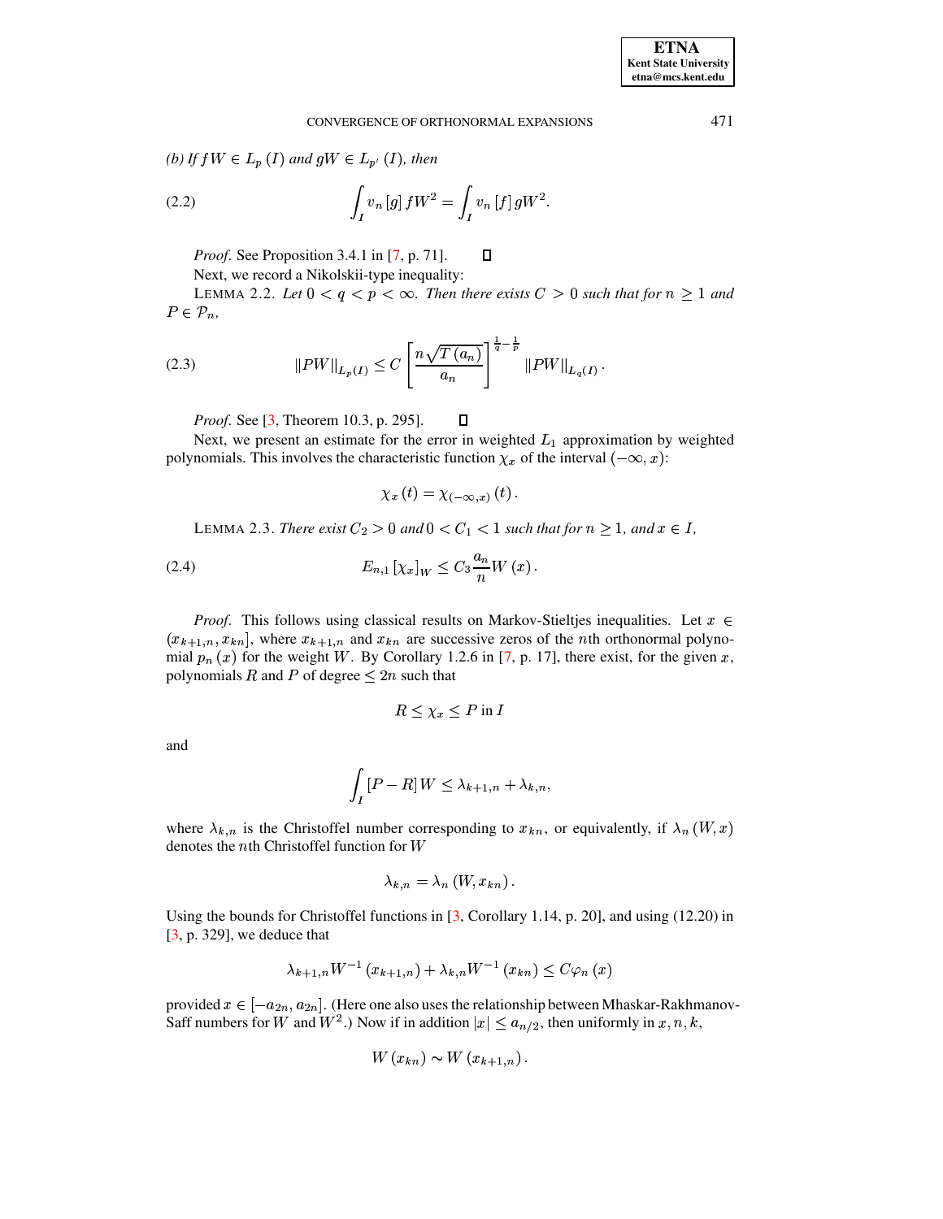*(b) If $fW \in L_p(I)$ and $gW \in L_{p'}(I)$, then*

$$\int_I v_n[g]\, fW^2 = \int_I v_n[f]\, gW^2. \tag{2.2}$$

*Proof.* See Proposition 3.4.1 in [7, p. 71]. □

Next, we record a Nikolskii-type inequality:

LEMMA 2.2. *Let $0 < q < p < \infty$. Then there exists $C > 0$ such that for $n \geq 1$ and $P \in \mathcal{P}_n$,*

$$\|PW\|_{L_p(I)} \leq C \left[\frac{n\sqrt{T(a_n)}}{a_n}\right]^{\frac{1}{q}-\frac{1}{p}} \|PW\|_{L_q(I)}. \tag{2.3}$$

*Proof.* See [3, Theorem 10.3, p. 295]. □

Next, we present an estimate for the error in weighted $L_1$ approximation by weighted polynomials. This involves the characteristic function $\chi_x$ of the interval $(-\infty, x)$:

$$\chi_x(t) = \chi_{(-\infty,x)}(t).$$

LEMMA 2.3. *There exist $C_2 > 0$ and $0 < C_1 < 1$ such that for $n \geq 1$, and $x \in I$,*

$$E_{n,1}[\chi_x]_W \leq C_3 \frac{a_n}{n} W(x). \tag{2.4}$$

*Proof.* This follows using classical results on Markov-Stieltjes inequalities. Let $x \in (x_{k+1,n}, x_{kn}]$, where $x_{k+1,n}$ and $x_{kn}$ are successive zeros of the $n$th orthonormal polynomial $p_n(x)$ for the weight $W$. By Corollary 1.2.6 in [7, p. 17], there exist, for the given $x$, polynomials $R$ and $P$ of degree $\leq 2n$ such that

$$R \leq \chi_x \leq P \text{ in } I$$

and

$$\int_I [P - R]\, W \leq \lambda_{k+1,n} + \lambda_{k,n},$$

where $\lambda_{k,n}$ is the Christoffel number corresponding to $x_{kn}$, or equivalently, if $\lambda_n(W, x)$ denotes the $n$th Christoffel function for $W$

$$\lambda_{k,n} = \lambda_n(W, x_{kn}).$$

Using the bounds for Christoffel functions in [3, Corollary 1.14, p. 20], and using (12.20) in [3, p. 329], we deduce that

$$\lambda_{k+1,n} W^{-1}(x_{k+1,n}) + \lambda_{k,n} W^{-1}(x_{kn}) \leq C\varphi_n(x)$$

provided $x \in [-a_{2n}, a_{2n}]$. (Here one also uses the relationship between Mhaskar-Rakhmanov-Saff numbers for $W$ and $W^2$.) Now if in addition $|x| \leq a_{n/2}$, then uniformly in $x, n, k$,

$$W(x_{kn}) \sim W(x_{k+1,n}).$$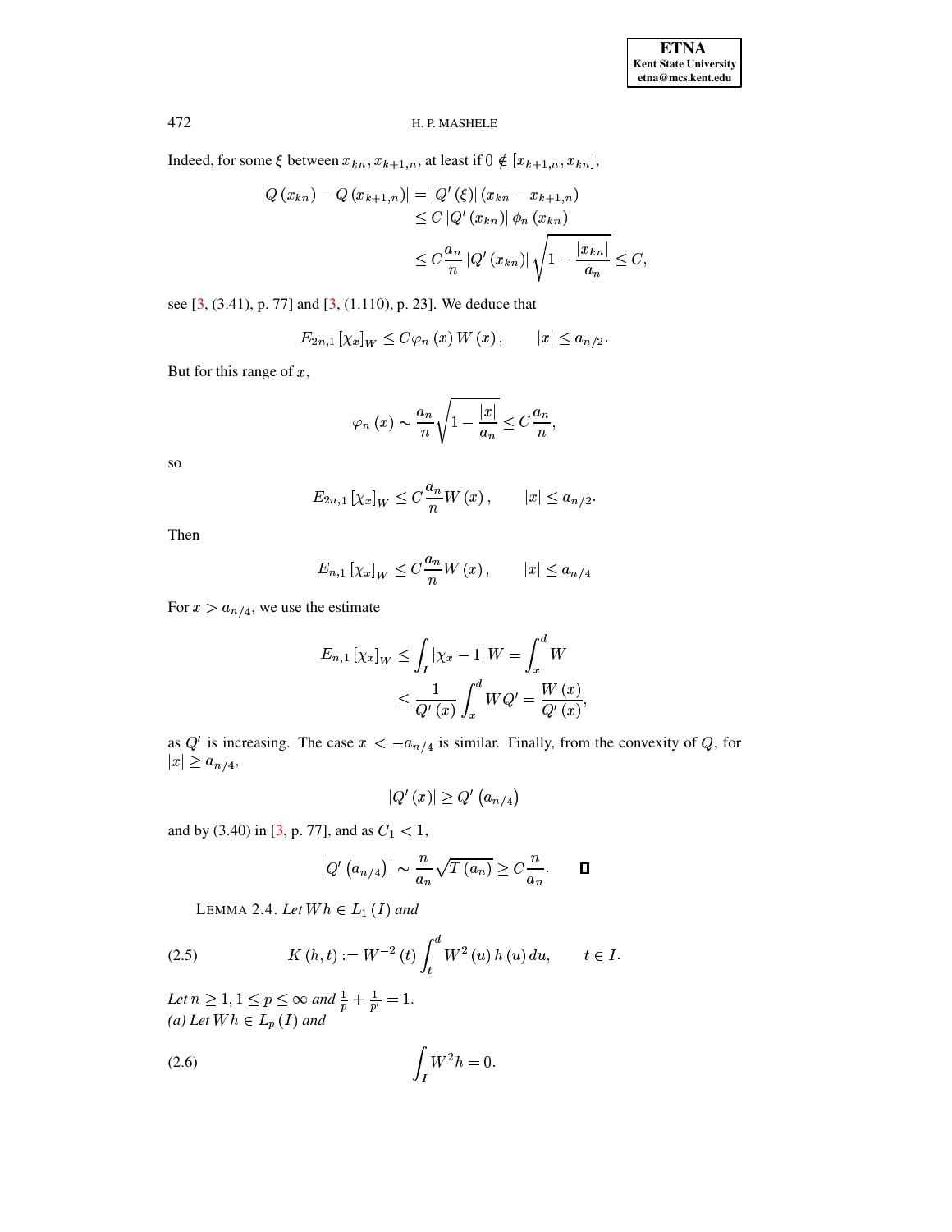Indeed, for some $\xi$ between $x_{kn}, x_{k+1,n}$, at least if $0 \notin [x_{k+1,n}, x_{kn}]$,

$$
\begin{aligned}
|Q(x_{kn}) - Q(x_{k+1,n})| &= |Q'(\xi)|(x_{kn} - x_{k+1,n}) \\
&\le C|Q'(x_{kn})| \phi_n(x_{kn}) \\
&\le C\frac{a_n}{n}|Q'(x_{kn})|\sqrt{1 - \frac{|x_{kn}|}{a_n}} \le C,
\end{aligned}
$$

see [3, (3.41), p. 77] and [3, (1.110), p. 23]. We deduce that

$$
E_{2n,1}[\chi_x]_W \le C\varphi_n(x) W(x), \qquad |x| \le a_{n/2}.
$$

But for this range of $x$,

$$
\varphi_n(x) \sim \frac{a_n}{n}\sqrt{1 - \frac{|x|}{a_n}} \le C\frac{a_n}{n},
$$

so

$$
E_{2n,1}[\chi_x]_W \le C\frac{a_n}{n} W(x), \qquad |x| \le a_{n/2}.
$$

Then

$$
E_{n,1}[\chi_x]_W \le C\frac{a_n}{n} W(x), \qquad |x| \le a_{n/4}
$$

For $x > a_{n/4}$, we use the estimate

$$
\begin{aligned}
E_{n,1}[\chi_x]_W &\le \int_I |\chi_x - 1| W = \int_x^d W \\
&\le \frac{1}{Q'(x)}\int_x^d WQ' = \frac{W(x)}{Q'(x)},
\end{aligned}
$$

as $Q'$ is increasing. The case $x < -a_{n/4}$ is similar. Finally, from the convexity of $Q$, for $|x| \ge a_{n/4}$,

$$
|Q'(x)| \ge Q'\left(a_{n/4}\right)
$$

and by (3.40) in [3, p. 77], and as $C_1 < 1$,

$$
\left|Q'\left(a_{n/4}\right)\right| \sim \frac{n}{a_n}\sqrt{T(a_n)} \ge C\frac{n}{a_n}. \qquad \square
$$

LEMMA 2.4. *Let $Wh \in L_1(I)$ and*

$$
K(h,t) := W^{-2}(t)\int_t^d W^2(u)\, h(u)\, du, \qquad t \in I. \tag{2.5}
$$

*Let $n \ge 1$, $1 \le p \le \infty$ and $\frac{1}{p} + \frac{1}{p'} = 1$.*
*(a) Let $Wh \in L_p(I)$ and*

$$
\int_I W^2 h = 0. \tag{2.6}
$$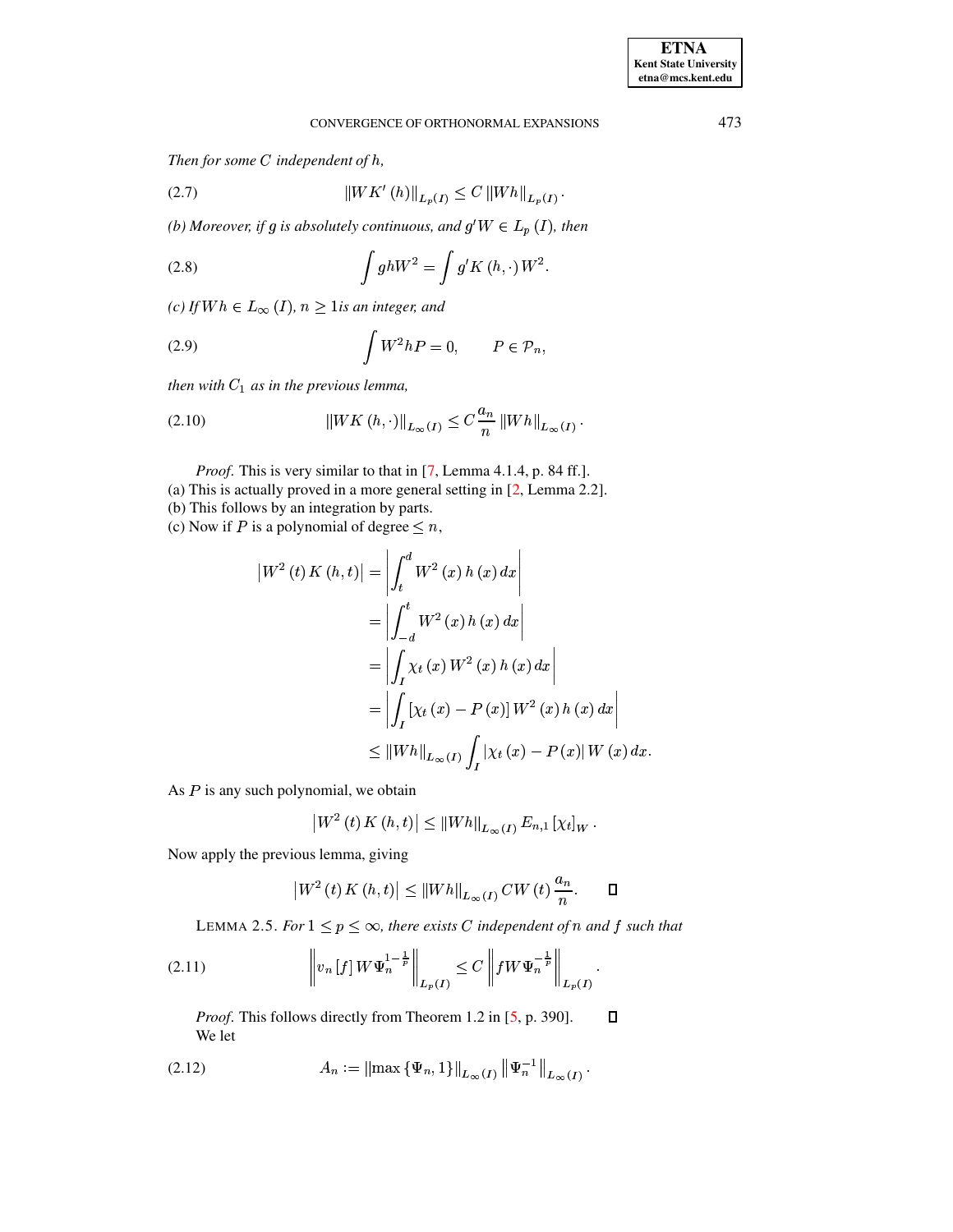*Then for some $C$ independent of $h$,*

$$\|WK'(h)\|_{L_p(I)} \le C\,\|Wh\|_{L_p(I)}. \tag{2.7}$$

*(b) Moreover, if $g$ is absolutely continuous, and $g'W \in L_p(I)$, then*

$$\int ghW^2 = \int g'K(h,\cdot)\,W^2. \tag{2.8}$$

*(c) If $Wh \in L_\infty(I)$, $n \ge 1$ is an integer, and*

$$\int W^2 hP = 0, \qquad P \in \mathcal{P}_n, \tag{2.9}$$

*then with $C_1$ as in the previous lemma,*

$$\|WK(h,\cdot)\|_{L_\infty(I)} \le C\frac{a_n}{n}\,\|Wh\|_{L_\infty(I)}. \tag{2.10}$$

*Proof.* This is very similar to that in [7, Lemma 4.1.4, p. 84 ff.].
(a) This is actually proved in a more general setting in [2, Lemma 2.2].
(b) This follows by an integration by parts.
(c) Now if $P$ is a polynomial of degree $\le n$,

$$\begin{aligned}
\left|W^2(t)\,K(h,t)\right| &= \left|\int_t^d W^2(x)\,h(x)\,dx\right| \\
&= \left|\int_{-d}^t W^2(x)\,h(x)\,dx\right| \\
&= \left|\int_I \chi_t(x)\,W^2(x)\,h(x)\,dx\right| \\
&= \left|\int_I [\chi_t(x) - P(x)]\,W^2(x)\,h(x)\,dx\right| \\
&\le \|Wh\|_{L_\infty(I)} \int_I |\chi_t(x) - P(x)|\,W(x)\,dx.
\end{aligned}$$

As $P$ is any such polynomial, we obtain

$$\left|W^2(t)\,K(h,t)\right| \le \|Wh\|_{L_\infty(I)}\,E_{n,1}[\chi_t]_W\,.$$

Now apply the previous lemma, giving

$$\left|W^2(t)\,K(h,t)\right| \le \|Wh\|_{L_\infty(I)}\,CW(t)\,\frac{a_n}{n}. \qquad \square$$

LEMMA 2.5. *For $1 \le p \le \infty$, there exists $C$ independent of $n$ and $f$ such that*

$$\left\|v_n[f]\,W\Psi_n^{1-\frac{1}{p}}\right\|_{L_p(I)} \le C\left\|fW\Psi_n^{-\frac{1}{p}}\right\|_{L_p(I)}. \tag{2.11}$$

*Proof.* This follows directly from Theorem 1.2 in [5, p. 390]. $\square$

We let

$$A_n := \|\max\{\Psi_n, 1\}\|_{L_\infty(I)}\,\left\|\Psi_n^{-1}\right\|_{L_\infty(I)}. \tag{2.12}$$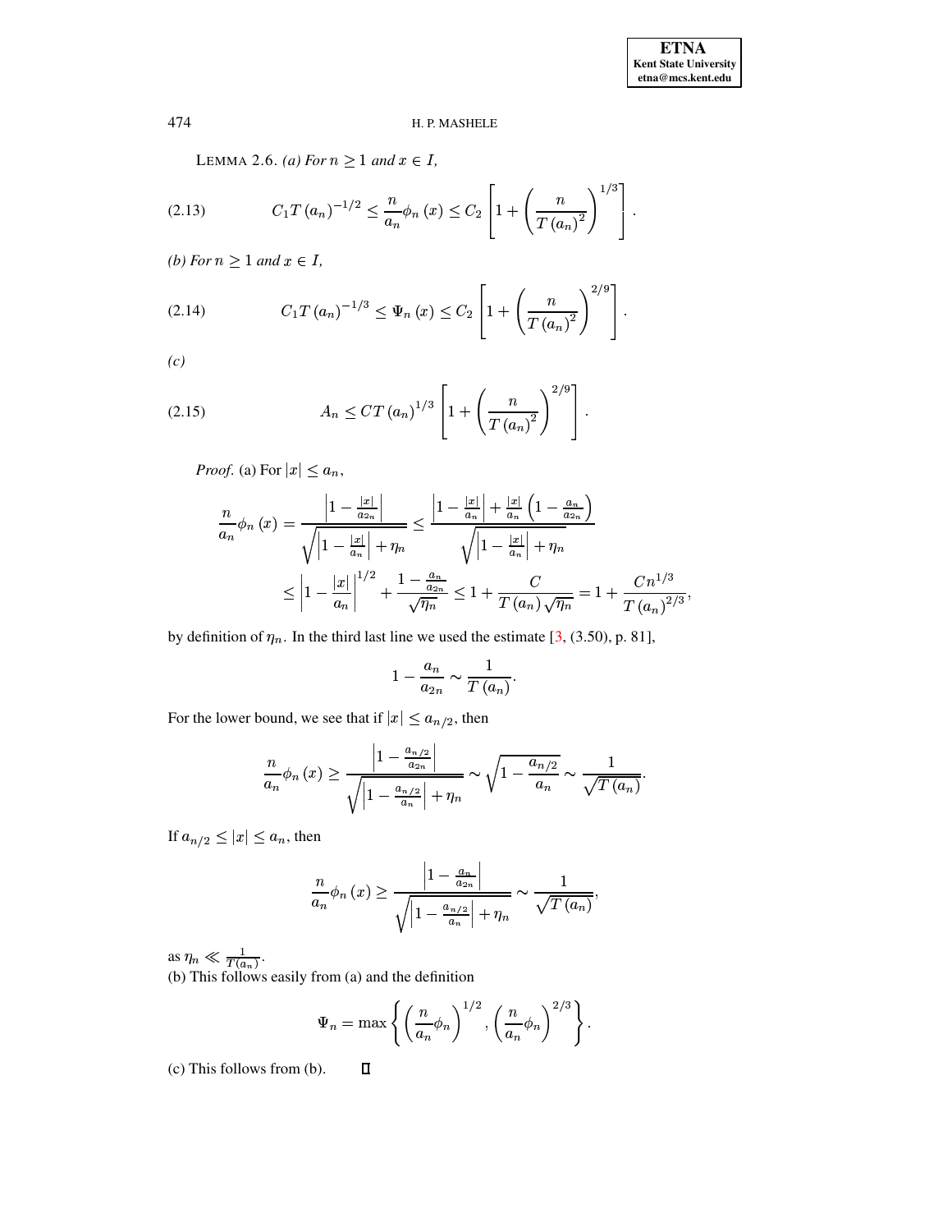LEMMA 2.6. *(a) For $n \geq 1$ and $x \in I$,*

$$C_1 T\left(a_n\right)^{-1/2} \leq \frac{n}{a_n}\phi_n\left(x\right) \leq C_2\left[1+\left(\frac{n}{T\left(a_n\right)^2}\right)^{1/3}\right]. \tag{2.13}$$

*(b) For $n \geq 1$ and $x \in I$,*

$$C_1 T\left(a_n\right)^{-1/3} \leq \Psi_n\left(x\right) \leq C_2\left[1+\left(\frac{n}{T\left(a_n\right)^2}\right)^{2/9}\right]. \tag{2.14}$$

*(c)*

$$A_n \leq C T\left(a_n\right)^{1/3}\left[1+\left(\frac{n}{T\left(a_n\right)^2}\right)^{2/9}\right]. \tag{2.15}$$

*Proof.* (a) For $|x| \leq a_n$,

$$\begin{aligned}
\frac{n}{a_n}\phi_n\left(x\right) &= \frac{\left|1-\frac{|x|}{a_{2n}}\right|}{\sqrt{\left|1-\frac{|x|}{a_n}\right|+\eta_n}} \leq \frac{\left|1-\frac{|x|}{a_n}\right|+\frac{|x|}{a_n}\left(1-\frac{a_n}{a_{2n}}\right)}{\sqrt{\left|1-\frac{|x|}{a_n}\right|+\eta_n}} \\
&\leq \left|1-\frac{|x|}{a_n}\right|^{1/2}+\frac{1-\frac{a_n}{a_{2n}}}{\sqrt{\eta_n}} \leq 1+\frac{C}{T\left(a_n\right)\sqrt{\eta_n}} = 1+\frac{Cn^{1/3}}{T\left(a_n\right)^{2/3}},
\end{aligned}$$

by definition of $\eta_n$. In the third last line we used the estimate [3, (3.50), p. 81],

$$1-\frac{a_n}{a_{2n}} \sim \frac{1}{T\left(a_n\right)}.$$

For the lower bound, we see that if $|x| \leq a_{n/2}$, then

$$\frac{n}{a_n}\phi_n\left(x\right) \geq \frac{\left|1-\frac{a_{n/2}}{a_{2n}}\right|}{\sqrt{\left|1-\frac{a_{n/2}}{a_n}\right|+\eta_n}} \sim \sqrt{1-\frac{a_{n/2}}{a_n}} \sim \frac{1}{\sqrt{T\left(a_n\right)}}.$$

If $a_{n/2} \leq |x| \leq a_n$, then

$$\frac{n}{a_n}\phi_n\left(x\right) \geq \frac{\left|1-\frac{a_n}{a_{2n}}\right|}{\sqrt{\left|1-\frac{a_{n/2}}{a_n}\right|+\eta_n}} \sim \frac{1}{\sqrt{T\left(a_n\right)}},$$

as $\eta_n \ll \frac{1}{T(a_n)}$.

(b) This follows easily from (a) and the definition

$$\Psi_n = \max\left\{\left(\frac{n}{a_n}\phi_n\right)^{1/2}, \left(\frac{n}{a_n}\phi_n\right)^{2/3}\right\}.$$

(c) This follows from (b). $\square$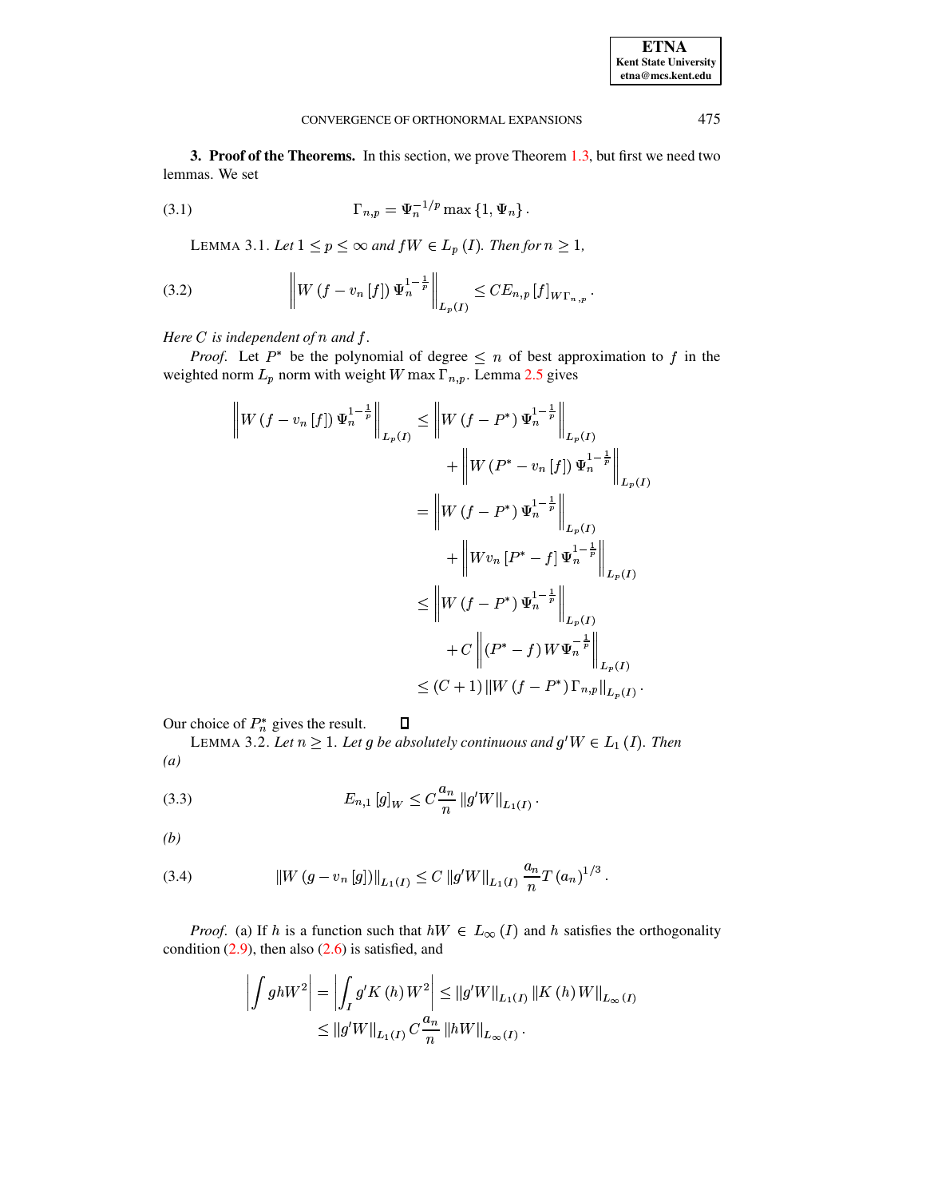**3. Proof of the Theorems.** In this section, we prove Theorem 1.3, but first we need two lemmas. We set

$$\Gamma_{n,p} = \Psi_n^{-1/p} \max\{1, \Psi_n\}. \tag{3.1}$$

LEMMA 3.1. *Let $1 \leq p \leq \infty$ and $fW \in L_p(I)$. Then for $n \geq 1$,*

$$\left\| W(f - v_n[f]) \Psi_n^{1-\frac{1}{p}} \right\|_{L_p(I)} \leq C E_{n,p}[f]_{W\Gamma_{n,p}}. \tag{3.2}$$

*Here $C$ is independent of $n$ and $f$.*

*Proof.* Let $P^*$ be the polynomial of degree $\leq n$ of best approximation to $f$ in the weighted norm $L_p$ norm with weight $W \max \Gamma_{n,p}$. Lemma 2.5 gives

$$\begin{aligned}
\left\| W(f - v_n[f]) \Psi_n^{1-\frac{1}{p}} \right\|_{L_p(I)} &\leq \left\| W(f - P^*) \Psi_n^{1-\frac{1}{p}} \right\|_{L_p(I)} \\
&\quad + \left\| W(P^* - v_n[f]) \Psi_n^{1-\frac{1}{p}} \right\|_{L_p(I)} \\
&= \left\| W(f - P^*) \Psi_n^{1-\frac{1}{p}} \right\|_{L_p(I)} \\
&\quad + \left\| W v_n[P^* - f] \Psi_n^{1-\frac{1}{p}} \right\|_{L_p(I)} \\
&\leq \left\| W(f - P^*) \Psi_n^{1-\frac{1}{p}} \right\|_{L_p(I)} \\
&\quad + C \left\| (P^* - f) W \Psi_n^{-\frac{1}{p}} \right\|_{L_p(I)} \\
&\leq (C+1) \left\| W(f - P^*) \Gamma_{n,p} \right\|_{L_p(I)}.
\end{aligned}$$

Our choice of $P_n^*$ gives the result. ◻

LEMMA 3.2. *Let $n \geq 1$. Let $g$ be absolutely continuous and $g'W \in L_1(I)$. Then*

*(a)*

$$E_{n,1}[g]_W \leq C \frac{a_n}{n} \|g'W\|_{L_1(I)}. \tag{3.3}$$

*(b)*

$$\|W(g - v_n[g])\|_{L_1(I)} \leq C \|g'W\|_{L_1(I)} \frac{a_n}{n} T(a_n)^{1/3}. \tag{3.4}$$

*Proof.* (a) If $h$ is a function such that $hW \in L_\infty(I)$ and $h$ satisfies the orthogonality condition (2.9), then also (2.6) is satisfied, and

$$\begin{aligned}
\left| \int g h W^2 \right| = \left| \int_I g' K(h) W^2 \right| &\leq \|g'W\|_{L_1(I)} \|K(h) W\|_{L_\infty(I)} \\
&\leq \|g'W\|_{L_1(I)} C \frac{a_n}{n} \|hW\|_{L_\infty(I)}.
\end{aligned}$$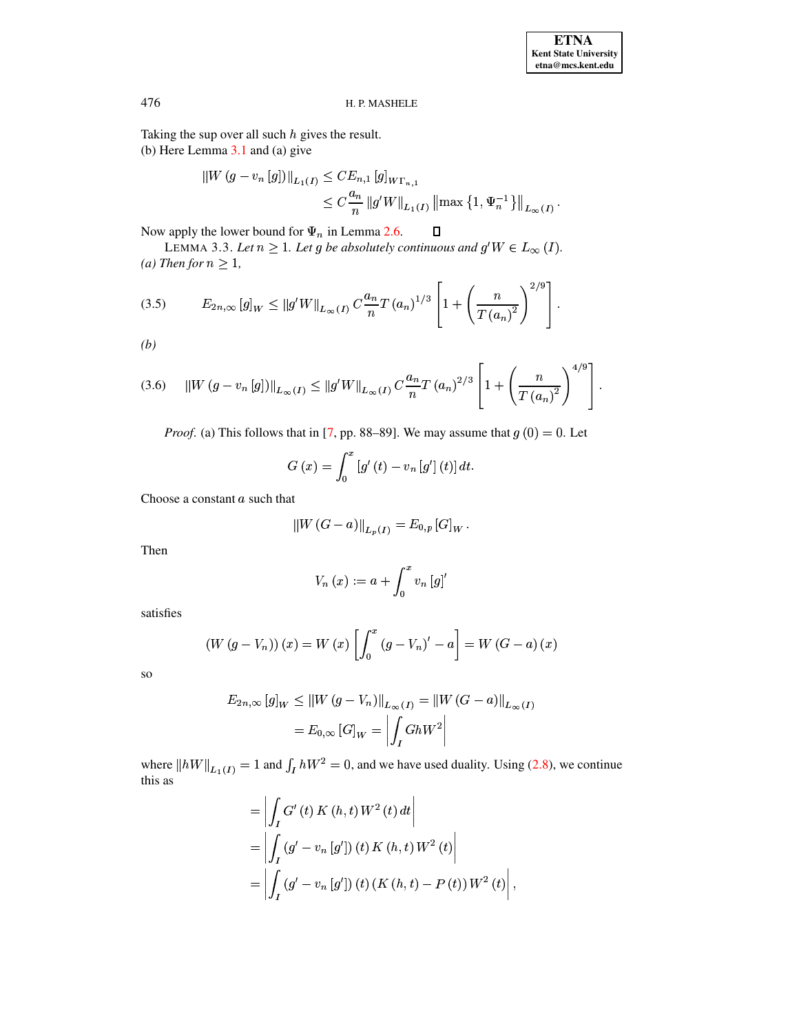Taking the sup over all such $h$ gives the result.
(b) Here Lemma 3.1 and (a) give

$$
\begin{aligned}
\|W(g - v_n[g])\|_{L_1(I)} &\leq C E_{n,1}[g]_{W\Gamma_{n,1}} \\
&\leq C \frac{a_n}{n} \|g'W\|_{L_1(I)} \left\| \max\left\{1, \Psi_n^{-1}\right\} \right\|_{L_\infty(I)}.
\end{aligned}
$$

Now apply the lower bound for $\Psi_n$ in Lemma 2.6. □

LEMMA 3.3. *Let $n \geq 1$. Let $g$ be absolutely continuous and $g'W \in L_\infty(I)$.*
*(a) Then for $n \geq 1$,*

$$
E_{2n,\infty}[g]_W \leq \|g'W\|_{L_\infty(I)} C \frac{a_n}{n} T(a_n)^{1/3} \left[1 + \left(\frac{n}{T(a_n)^2}\right)^{2/9}\right]. \tag{3.5}
$$

*(b)*

$$
\|W(g - v_n[g])\|_{L_\infty(I)} \leq \|g'W\|_{L_\infty(I)} C \frac{a_n}{n} T(a_n)^{2/3} \left[1 + \left(\frac{n}{T(a_n)^2}\right)^{4/9}\right]. \tag{3.6}
$$

*Proof.* (a) This follows that in [7, pp. 88–89]. We may assume that $g(0) = 0$. Let

$$
G(x) = \int_0^x [g'(t) - v_n[g'](t)]\, dt.
$$

Choose a constant $a$ such that

$$
\|W(G - a)\|_{L_p(I)} = E_{0,p}[G]_W.
$$

Then

$$
V_n(x) := a + \int_0^x v_n[g]'
$$

satisfies

$$
(W(g - V_n))(x) = W(x)\left[\int_0^x (g - V_n)' - a\right] = W(G - a)(x)
$$

so

$$
\begin{aligned}
E_{2n,\infty}[g]_W &\leq \|W(g - V_n)\|_{L_\infty(I)} = \|W(G - a)\|_{L_\infty(I)} \\
&= E_{0,\infty}[G]_W = \left|\int_I G h W^2\right|
\end{aligned}
$$

where $\|hW\|_{L_1(I)} = 1$ and $\int_I hW^2 = 0$, and we have used duality. Using (2.8), we continue this as

$$
\begin{aligned}
&= \left|\int_I G'(t) K(h,t) W^2(t)\, dt\right| \\
&= \left|\int_I (g' - v_n[g'])(t) K(h,t) W^2(t)\right| \\
&= \left|\int_I (g' - v_n[g'])(t) (K(h,t) - P(t)) W^2(t)\right|,
\end{aligned}
$$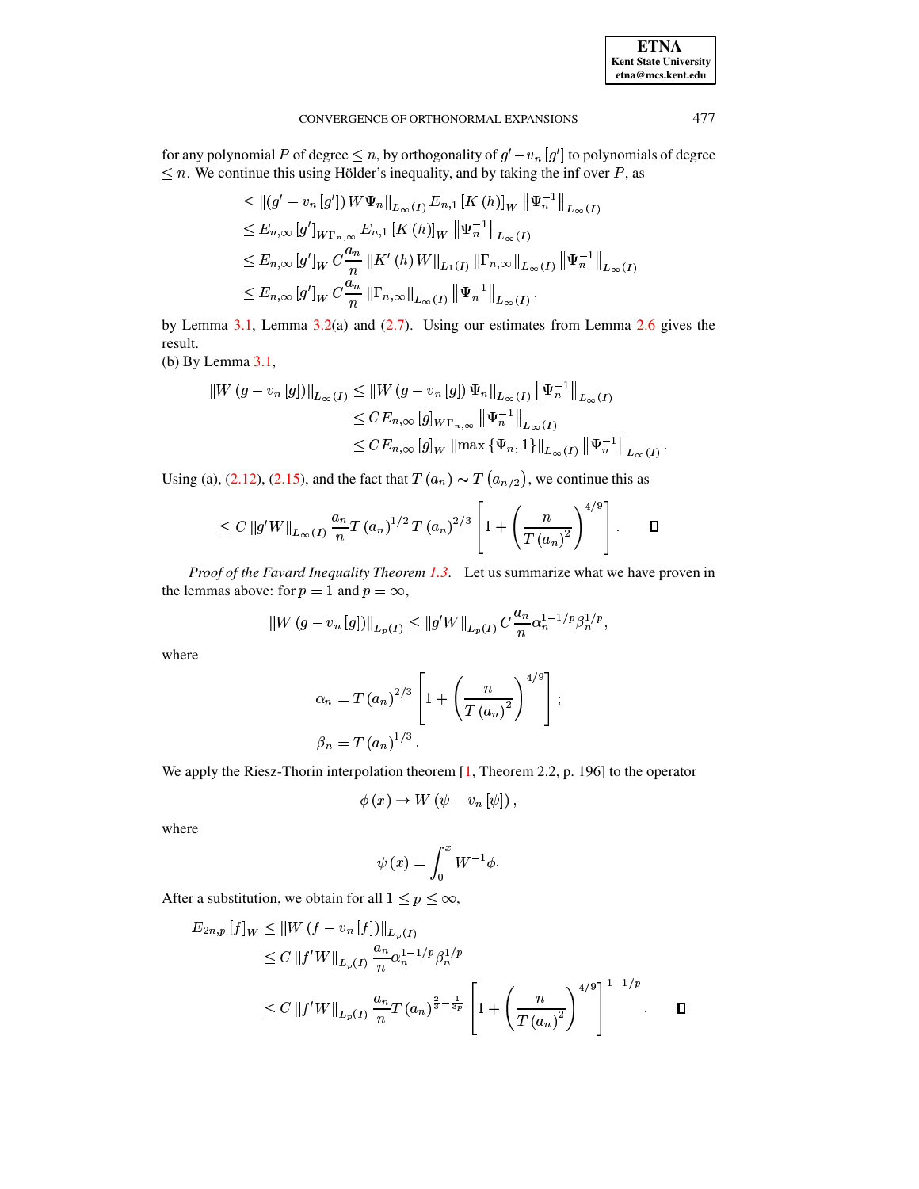for any polynomial $P$ of degree $\leq n$, by orthogonality of $g' - v_n[g']$ to polynomials of degree $\leq n$. We continue this using Hölder's inequality, and by taking the inf over $P$, as

$$
\begin{aligned}
&\leq \left\| \left(g' - v_n[g']\right) W \Psi_n \right\|_{L_\infty(I)} E_{n,1}[K(h)]_W \left\| \Psi_n^{-1} \right\|_{L_\infty(I)} \\
&\leq E_{n,\infty}[g']_{W\Gamma_{n,\infty}} E_{n,1}[K(h)]_W \left\| \Psi_n^{-1} \right\|_{L_\infty(I)} \\
&\leq E_{n,\infty}[g']_W \, C \frac{a_n}{n} \left\| K'(h) W \right\|_{L_1(I)} \left\| \Gamma_{n,\infty} \right\|_{L_\infty(I)} \left\| \Psi_n^{-1} \right\|_{L_\infty(I)} \\
&\leq E_{n,\infty}[g']_W \, C \frac{a_n}{n} \left\| \Gamma_{n,\infty} \right\|_{L_\infty(I)} \left\| \Psi_n^{-1} \right\|_{L_\infty(I)},
\end{aligned}
$$

by Lemma 3.1, Lemma 3.2(a) and (2.7). Using our estimates from Lemma 2.6 gives the result.

(b) By Lemma 3.1,

$$
\begin{aligned}
\left\| W(g - v_n[g]) \right\|_{L_\infty(I)} &\leq \left\| W(g - v_n[g]) \Psi_n \right\|_{L_\infty(I)} \left\| \Psi_n^{-1} \right\|_{L_\infty(I)} \\
&\leq C E_{n,\infty}[g]_{W\Gamma_{n,\infty}} \left\| \Psi_n^{-1} \right\|_{L_\infty(I)} \\
&\leq C E_{n,\infty}[g]_W \left\| \max\{\Psi_n, 1\} \right\|_{L_\infty(I)} \left\| \Psi_n^{-1} \right\|_{L_\infty(I)}.
\end{aligned}
$$

Using (a), (2.12), (2.15), and the fact that $T(a_n) \sim T(a_{n/2})$, we continue this as

$$
\leq C \left\| g' W \right\|_{L_\infty(I)} \frac{a_n}{n} T(a_n)^{1/2} T(a_n)^{2/3} \left[ 1 + \left( \frac{n}{T(a_n)^2} \right)^{4/9} \right]. \qquad \square
$$

*Proof of the Favard Inequality Theorem 1.3.* Let us summarize what we have proven in the lemmas above: for $p = 1$ and $p = \infty$,

$$
\left\| W(g - v_n[g]) \right\|_{L_p(I)} \leq \left\| g' W \right\|_{L_p(I)} C \frac{a_n}{n} \alpha_n^{1-1/p} \beta_n^{1/p},
$$

where

$$
\begin{aligned}
\alpha_n &= T(a_n)^{2/3} \left[ 1 + \left( \frac{n}{T(a_n)^2} \right)^{4/9} \right]; \\
\beta_n &= T(a_n)^{1/3}.
\end{aligned}
$$

We apply the Riesz-Thorin interpolation theorem [1, Theorem 2.2, p. 196] to the operator

$$
\phi(x) \to W(\psi - v_n[\psi]),
$$

where

$$
\psi(x) = \int_0^x W^{-1} \phi.
$$

After a substitution, we obtain for all $1 \leq p \leq \infty$,

$$
\begin{aligned}
E_{2n,p}[f]_W &\leq \left\| W(f - v_n[f]) \right\|_{L_p(I)} \\
&\leq C \left\| f' W \right\|_{L_p(I)} \frac{a_n}{n} \alpha_n^{1-1/p} \beta_n^{1/p} \\
&\leq C \left\| f' W \right\|_{L_p(I)} \frac{a_n}{n} T(a_n)^{\frac{2}{3} - \frac{1}{3p}} \left[ 1 + \left( \frac{n}{T(a_n)^2} \right)^{4/9} \right]^{1-1/p}. \qquad \square
\end{aligned}
$$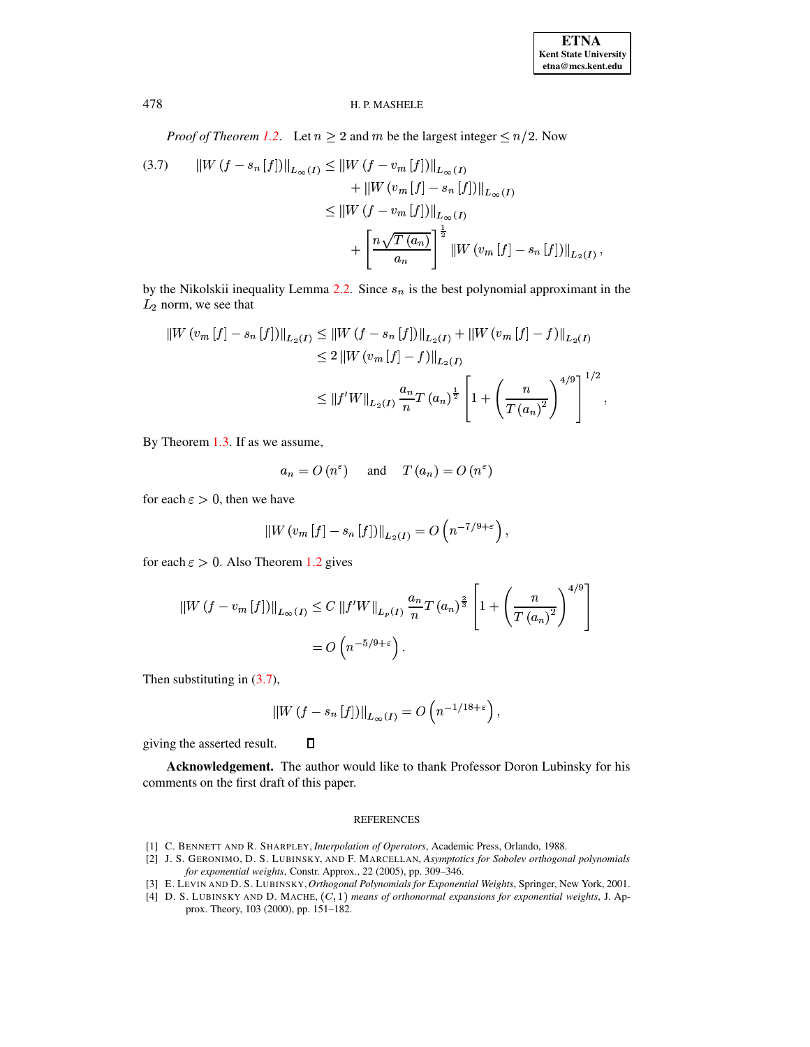*Proof of Theorem 1.2.* Let $n \geq 2$ and $m$ be the largest integer $\leq n/2$. Now

$$
\begin{aligned}
(3.7) \qquad \|W(f - s_n[f])\|_{L_\infty(I)} &\leq \|W(f - v_m[f])\|_{L_\infty(I)} \\
&\quad + \|W(v_m[f] - s_n[f])\|_{L_\infty(I)} \\
&\leq \|W(f - v_m[f])\|_{L_\infty(I)} \\
&\quad + \left[\frac{n\sqrt{T(a_n)}}{a_n}\right]^{\frac{1}{2}} \|W(v_m[f] - s_n[f])\|_{L_2(I)},
\end{aligned}
$$

by the Nikolskii inequality Lemma 2.2. Since $s_n$ is the best polynomial approximant in the $L_2$ norm, we see that

$$
\begin{aligned}
\|W(v_m[f] - s_n[f])\|_{L_2(I)} &\leq \|W(f - s_n[f])\|_{L_2(I)} + \|W(v_m[f] - f)\|_{L_2(I)} \\
&\leq 2\|W(v_m[f] - f)\|_{L_2(I)} \\
&\leq \|f'W\|_{L_2(I)} \frac{a_n}{n} T(a_n)^{\frac{1}{2}} \left[1 + \left(\frac{n}{T(a_n)^2}\right)^{4/9}\right]^{1/2},
\end{aligned}
$$

By Theorem 1.3. If as we assume,

$$
a_n = O(n^\varepsilon) \quad \text{ and } \quad T(a_n) = O(n^\varepsilon)
$$

for each $\varepsilon > 0$, then we have

$$
\|W(v_m[f] - s_n[f])\|_{L_2(I)} = O\left(n^{-7/9+\varepsilon}\right),
$$

for each $\varepsilon > 0$. Also Theorem 1.2 gives

$$
\begin{aligned}
\|W(f - v_m[f])\|_{L_\infty(I)} &\leq C\|f'W\|_{L_p(I)} \frac{a_n}{n} T(a_n)^{\frac{2}{3}} \left[1 + \left(\frac{n}{T(a_n)^2}\right)^{4/9}\right] \\
&= O\left(n^{-5/9+\varepsilon}\right).
\end{aligned}
$$

Then substituting in (3.7),

$$
\|W(f - s_n[f])\|_{L_\infty(I)} = O\left(n^{-1/18+\varepsilon}\right),
$$

giving the asserted result. $\square$

**Acknowledgement.** The author would like to thank Professor Doron Lubinsky for his comments on the first draft of this paper.

## REFERENCES

[1] C. Bennett and R. Sharpley, *Interpolation of Operators*, Academic Press, Orlando, 1988.

[2] J. S. Geronimo, D. S. Lubinsky, and F. Marcellan, *Asymptotics for Sobolev orthogonal polynomials for exponential weights*, Constr. Approx., 22 (2005), pp. 309–346.

[3] E. Levin and D. S. Lubinsky, *Orthogonal Polynomials for Exponential Weights*, Springer, New York, 2001.

[4] D. S. Lubinsky and D. Mache, *$(C,1)$ means of orthonormal expansions for exponential weights*, J. Approx. Theory, 103 (2000), pp. 151–182.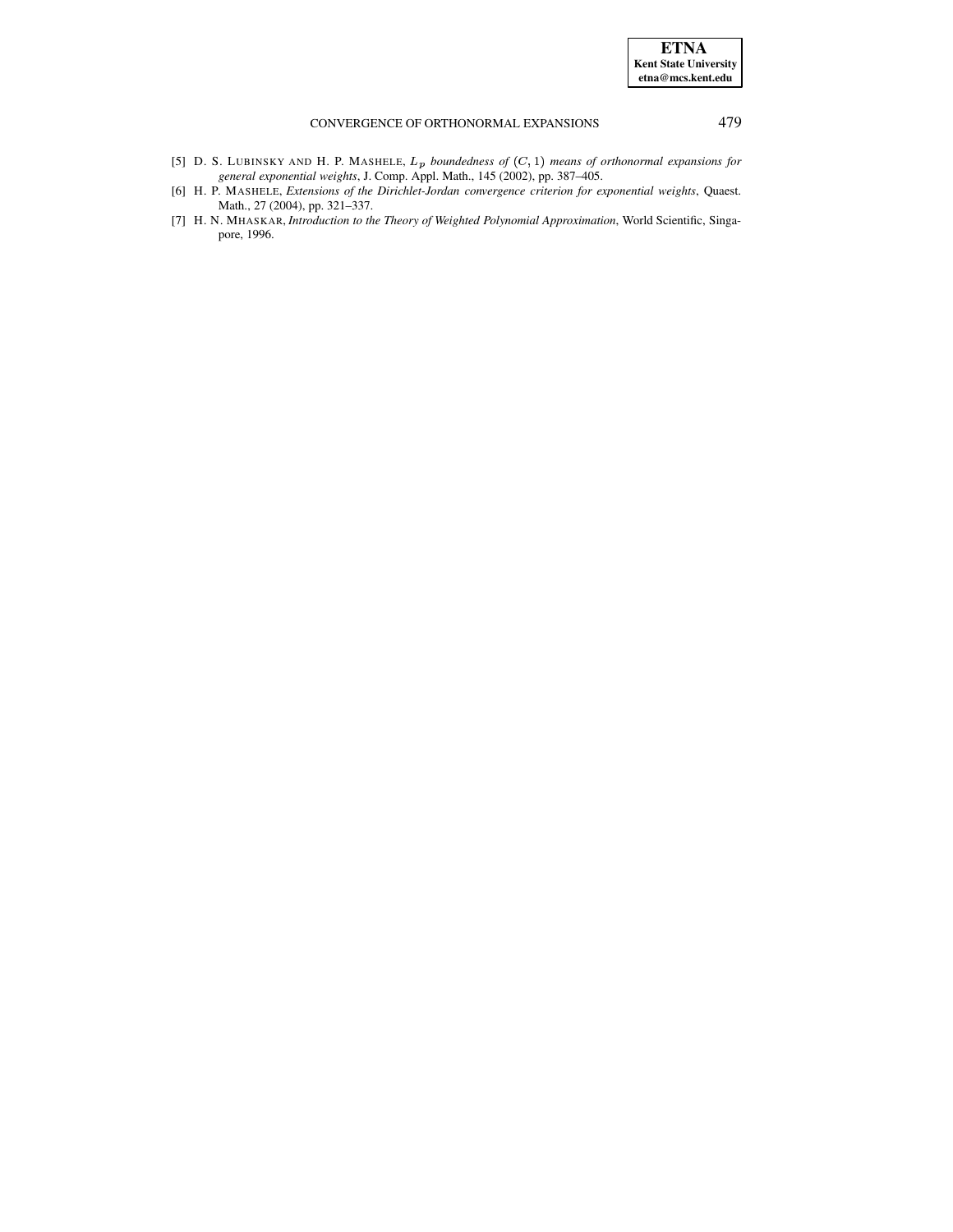[5] D. S. LUBINSKY AND H. P. MASHELE, *$L_p$ boundedness of $(C, 1)$ means of orthonormal expansions for general exponential weights*, J. Comp. Appl. Math., 145 (2002), pp. 387–405.

[6] H. P. MASHELE, *Extensions of the Dirichlet-Jordan convergence criterion for exponential weights*, Quaest. Math., 27 (2004), pp. 321–337.

[7] H. N. MHASKAR, *Introduction to the Theory of Weighted Polynomial Approximation*, World Scientific, Singapore, 1996.